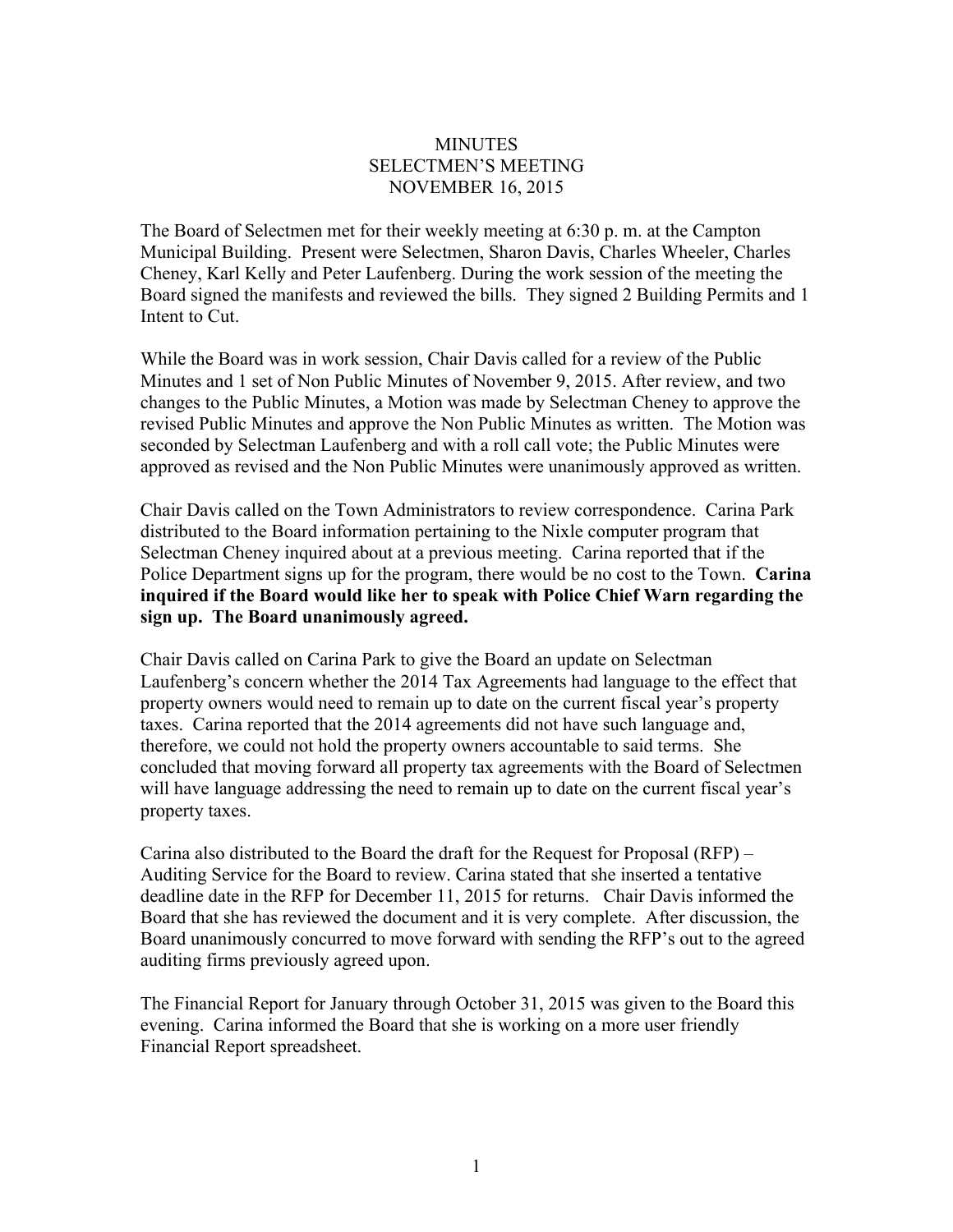# MINUTES
## SELECTMEN'S MEETING
## NOVEMBER 16, 2015

The Board of Selectmen met for their weekly meeting at 6:30 p. m. at the Campton Municipal Building. Present were Selectmen, Sharon Davis, Charles Wheeler, Charles Cheney, Karl Kelly and Peter Laufenberg. During the work session of the meeting the Board signed the manifests and reviewed the bills. They signed 2 Building Permits and 1 Intent to Cut.

While the Board was in work session, Chair Davis called for a review of the Public Minutes and 1 set of Non Public Minutes of November 9, 2015. After review, and two changes to the Public Minutes, a Motion was made by Selectman Cheney to approve the revised Public Minutes and approve the Non Public Minutes as written. The Motion was seconded by Selectman Laufenberg and with a roll call vote; the Public Minutes were approved as revised and the Non Public Minutes were unanimously approved as written.

Chair Davis called on the Town Administrators to review correspondence. Carina Park distributed to the Board information pertaining to the Nixle computer program that Selectman Cheney inquired about at a previous meeting. Carina reported that if the Police Department signs up for the program, there would be no cost to the Town. **Carina inquired if the Board would like her to speak with Police Chief Warn regarding the sign up. The Board unanimously agreed.**

Chair Davis called on Carina Park to give the Board an update on Selectman Laufenberg's concern whether the 2014 Tax Agreements had language to the effect that property owners would need to remain up to date on the current fiscal year's property taxes. Carina reported that the 2014 agreements did not have such language and, therefore, we could not hold the property owners accountable to said terms. She concluded that moving forward all property tax agreements with the Board of Selectmen will have language addressing the need to remain up to date on the current fiscal year's property taxes.

Carina also distributed to the Board the draft for the Request for Proposal (RFP) – Auditing Service for the Board to review. Carina stated that she inserted a tentative deadline date in the RFP for December 11, 2015 for returns. Chair Davis informed the Board that she has reviewed the document and it is very complete. After discussion, the Board unanimously concurred to move forward with sending the RFP's out to the agreed auditing firms previously agreed upon.

The Financial Report for January through October 31, 2015 was given to the Board this evening. Carina informed the Board that she is working on a more user friendly Financial Report spreadsheet.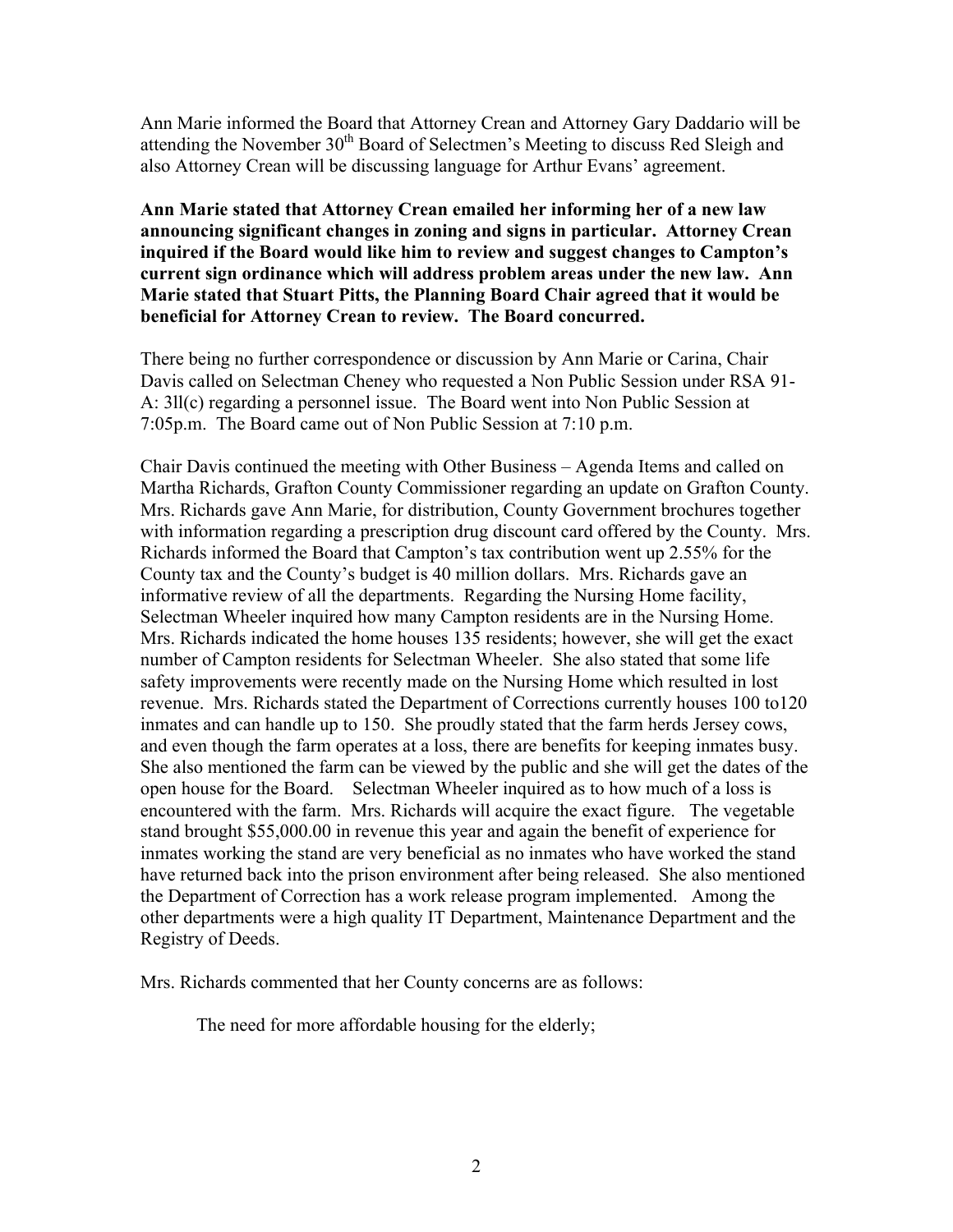Ann Marie informed the Board that Attorney Crean and Attorney Gary Daddario will be attending the November 30th Board of Selectmen's Meeting to discuss Red Sleigh and also Attorney Crean will be discussing language for Arthur Evans' agreement.

**Ann Marie stated that Attorney Crean emailed her informing her of a new law announcing significant changes in zoning and signs in particular. Attorney Crean inquired if the Board would like him to review and suggest changes to Campton's current sign ordinance which will address problem areas under the new law. Ann Marie stated that Stuart Pitts, the Planning Board Chair agreed that it would be beneficial for Attorney Crean to review. The Board concurred.**

There being no further correspondence or discussion by Ann Marie or Carina, Chair Davis called on Selectman Cheney who requested a Non Public Session under RSA 91-A: 3ll(c) regarding a personnel issue. The Board went into Non Public Session at 7:05p.m. The Board came out of Non Public Session at 7:10 p.m.

Chair Davis continued the meeting with Other Business – Agenda Items and called on Martha Richards, Grafton County Commissioner regarding an update on Grafton County. Mrs. Richards gave Ann Marie, for distribution, County Government brochures together with information regarding a prescription drug discount card offered by the County. Mrs. Richards informed the Board that Campton's tax contribution went up 2.55% for the County tax and the County's budget is 40 million dollars. Mrs. Richards gave an informative review of all the departments. Regarding the Nursing Home facility, Selectman Wheeler inquired how many Campton residents are in the Nursing Home. Mrs. Richards indicated the home houses 135 residents; however, she will get the exact number of Campton residents for Selectman Wheeler. She also stated that some life safety improvements were recently made on the Nursing Home which resulted in lost revenue. Mrs. Richards stated the Department of Corrections currently houses 100 to120 inmates and can handle up to 150. She proudly stated that the farm herds Jersey cows, and even though the farm operates at a loss, there are benefits for keeping inmates busy. She also mentioned the farm can be viewed by the public and she will get the dates of the open house for the Board. Selectman Wheeler inquired as to how much of a loss is encountered with the farm. Mrs. Richards will acquire the exact figure. The vegetable stand brought $55,000.00 in revenue this year and again the benefit of experience for inmates working the stand are very beneficial as no inmates who have worked the stand have returned back into the prison environment after being released. She also mentioned the Department of Correction has a work release program implemented. Among the other departments were a high quality IT Department, Maintenance Department and the Registry of Deeds.

Mrs. Richards commented that her County concerns are as follows:

The need for more affordable housing for the elderly;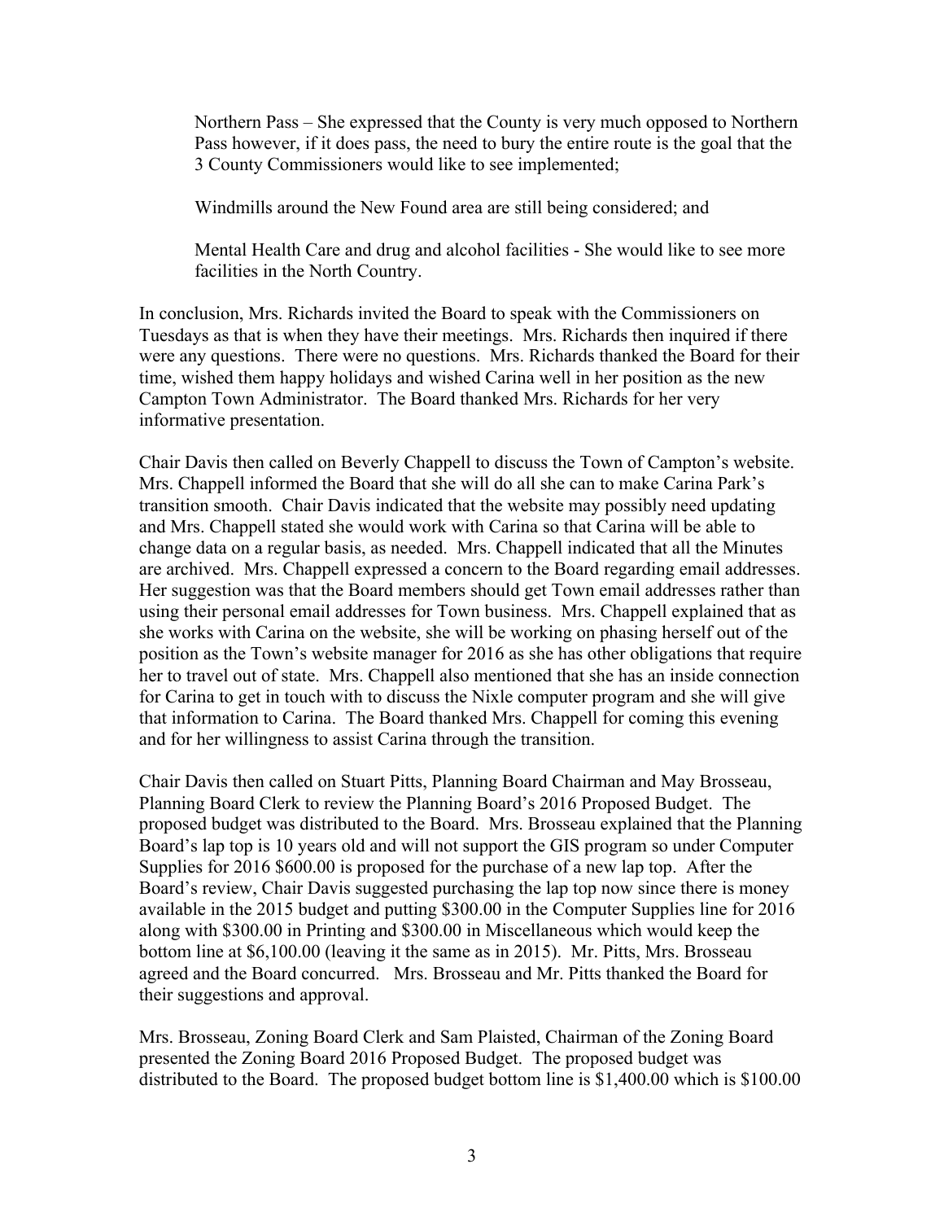Northern Pass – She expressed that the County is very much opposed to Northern Pass however, if it does pass, the need to bury the entire route is the goal that the 3 County Commissioners would like to see implemented;

Windmills around the New Found area are still being considered; and

Mental Health Care and drug and alcohol facilities - She would like to see more facilities in the North Country.

In conclusion, Mrs. Richards invited the Board to speak with the Commissioners on Tuesdays as that is when they have their meetings. Mrs. Richards then inquired if there were any questions. There were no questions. Mrs. Richards thanked the Board for their time, wished them happy holidays and wished Carina well in her position as the new Campton Town Administrator. The Board thanked Mrs. Richards for her very informative presentation.

Chair Davis then called on Beverly Chappell to discuss the Town of Campton's website. Mrs. Chappell informed the Board that she will do all she can to make Carina Park's transition smooth. Chair Davis indicated that the website may possibly need updating and Mrs. Chappell stated she would work with Carina so that Carina will be able to change data on a regular basis, as needed. Mrs. Chappell indicated that all the Minutes are archived. Mrs. Chappell expressed a concern to the Board regarding email addresses. Her suggestion was that the Board members should get Town email addresses rather than using their personal email addresses for Town business. Mrs. Chappell explained that as she works with Carina on the website, she will be working on phasing herself out of the position as the Town's website manager for 2016 as she has other obligations that require her to travel out of state. Mrs. Chappell also mentioned that she has an inside connection for Carina to get in touch with to discuss the Nixle computer program and she will give that information to Carina. The Board thanked Mrs. Chappell for coming this evening and for her willingness to assist Carina through the transition.

Chair Davis then called on Stuart Pitts, Planning Board Chairman and May Brosseau, Planning Board Clerk to review the Planning Board's 2016 Proposed Budget. The proposed budget was distributed to the Board. Mrs. Brosseau explained that the Planning Board's lap top is 10 years old and will not support the GIS program so under Computer Supplies for 2016 $600.00 is proposed for the purchase of a new lap top. After the Board's review, Chair Davis suggested purchasing the lap top now since there is money available in the 2015 budget and putting $300.00 in the Computer Supplies line for 2016 along with $300.00 in Printing and $300.00 in Miscellaneous which would keep the bottom line at $6,100.00 (leaving it the same as in 2015). Mr. Pitts, Mrs. Brosseau agreed and the Board concurred. Mrs. Brosseau and Mr. Pitts thanked the Board for their suggestions and approval.

Mrs. Brosseau, Zoning Board Clerk and Sam Plaisted, Chairman of the Zoning Board presented the Zoning Board 2016 Proposed Budget. The proposed budget was distributed to the Board. The proposed budget bottom line is $1,400.00 which is $100.00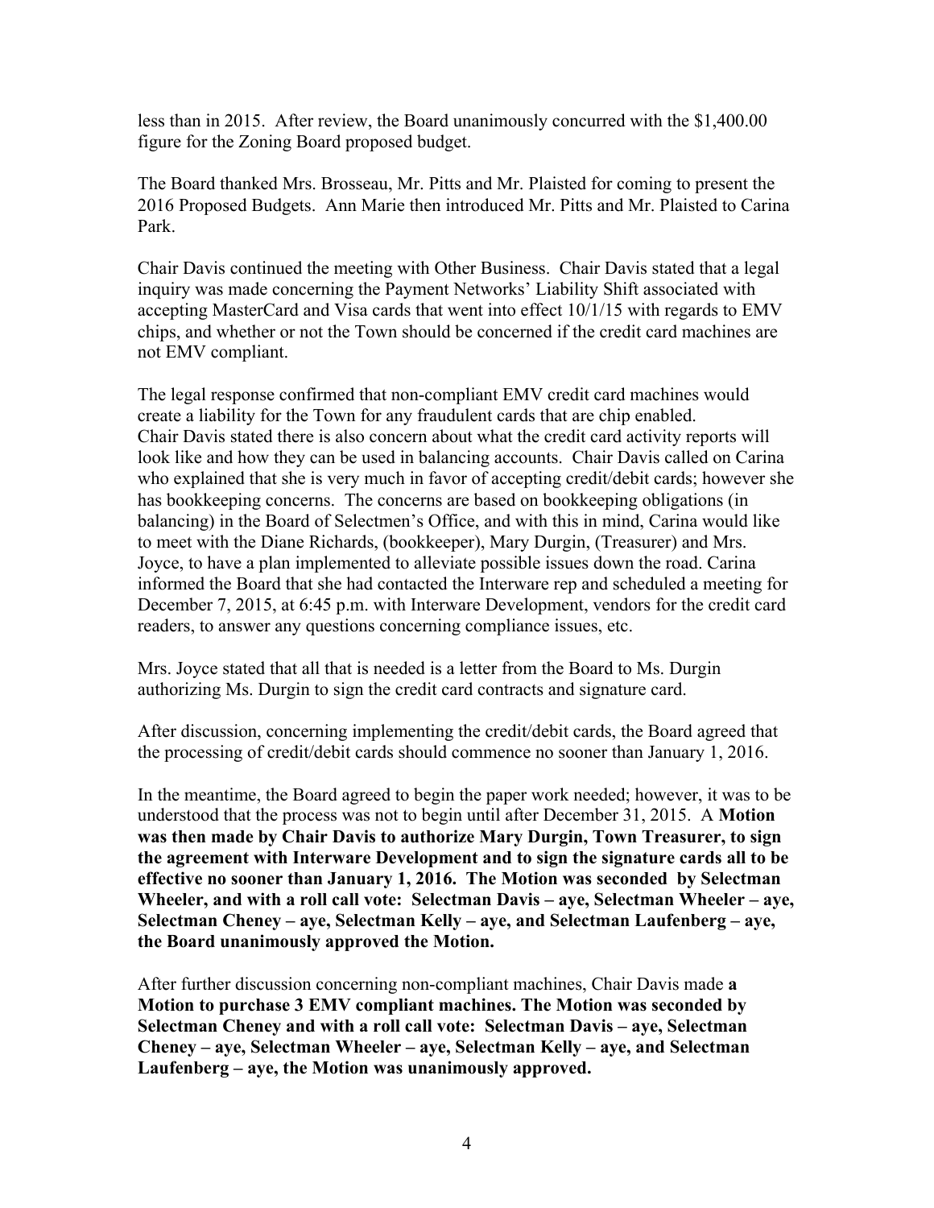less than in 2015. After review, the Board unanimously concurred with the $1,400.00 figure for the Zoning Board proposed budget.

The Board thanked Mrs. Brosseau, Mr. Pitts and Mr. Plaisted for coming to present the 2016 Proposed Budgets. Ann Marie then introduced Mr. Pitts and Mr. Plaisted to Carina Park.

Chair Davis continued the meeting with Other Business. Chair Davis stated that a legal inquiry was made concerning the Payment Networks' Liability Shift associated with accepting MasterCard and Visa cards that went into effect 10/1/15 with regards to EMV chips, and whether or not the Town should be concerned if the credit card machines are not EMV compliant.

The legal response confirmed that non-compliant EMV credit card machines would create a liability for the Town for any fraudulent cards that are chip enabled. Chair Davis stated there is also concern about what the credit card activity reports will look like and how they can be used in balancing accounts. Chair Davis called on Carina who explained that she is very much in favor of accepting credit/debit cards; however she has bookkeeping concerns. The concerns are based on bookkeeping obligations (in balancing) in the Board of Selectmen's Office, and with this in mind, Carina would like to meet with the Diane Richards, (bookkeeper), Mary Durgin, (Treasurer) and Mrs. Joyce, to have a plan implemented to alleviate possible issues down the road. Carina informed the Board that she had contacted the Interware rep and scheduled a meeting for December 7, 2015, at 6:45 p.m. with Interware Development, vendors for the credit card readers, to answer any questions concerning compliance issues, etc.

Mrs. Joyce stated that all that is needed is a letter from the Board to Ms. Durgin authorizing Ms. Durgin to sign the credit card contracts and signature card.

After discussion, concerning implementing the credit/debit cards, the Board agreed that the processing of credit/debit cards should commence no sooner than January 1, 2016.

In the meantime, the Board agreed to begin the paper work needed; however, it was to be understood that the process was not to begin until after December 31, 2015. A **Motion was then made by Chair Davis to authorize Mary Durgin, Town Treasurer, to sign the agreement with Interware Development and to sign the signature cards all to be effective no sooner than January 1, 2016. The Motion was seconded by Selectman Wheeler, and with a roll call vote: Selectman Davis – aye, Selectman Wheeler – aye, Selectman Cheney – aye, Selectman Kelly – aye, and Selectman Laufenberg – aye, the Board unanimously approved the Motion.**

After further discussion concerning non-compliant machines, Chair Davis made **a Motion to purchase 3 EMV compliant machines. The Motion was seconded by Selectman Cheney and with a roll call vote: Selectman Davis – aye, Selectman Cheney – aye, Selectman Wheeler – aye, Selectman Kelly – aye, and Selectman Laufenberg – aye, the Motion was unanimously approved.**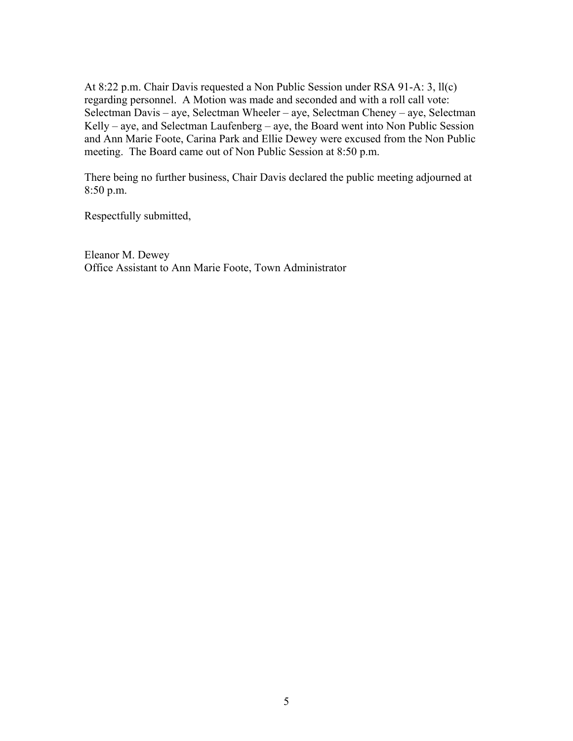At 8:22 p.m. Chair Davis requested a Non Public Session under RSA 91-A: 3, ll(c) regarding personnel. A Motion was made and seconded and with a roll call vote: Selectman Davis – aye, Selectman Wheeler – aye, Selectman Cheney – aye, Selectman Kelly – aye, and Selectman Laufenberg – aye, the Board went into Non Public Session and Ann Marie Foote, Carina Park and Ellie Dewey were excused from the Non Public meeting. The Board came out of Non Public Session at 8:50 p.m.

There being no further business, Chair Davis declared the public meeting adjourned at 8:50 p.m.

Respectfully submitted,

Eleanor M. Dewey  
Office Assistant to Ann Marie Foote, Town Administrator